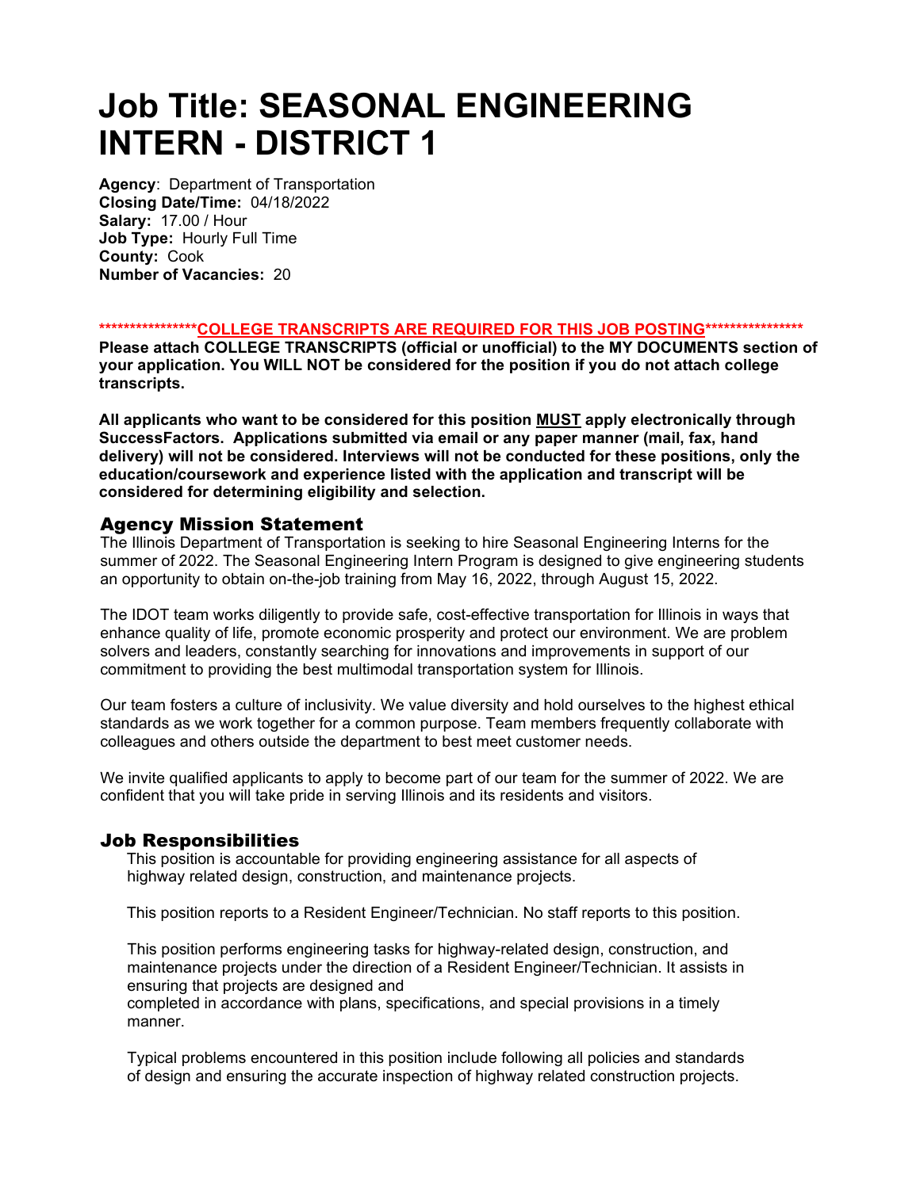# Job Title: SEASONAL ENGINEERING INTERN - DISTRICT 1

**Agency**: Department of Transportation
**Closing Date/Time:** 04/18/2022
**Salary:** 17.00 / Hour
**Job Type:** Hourly Full Time
**County:** Cook
**Number of Vacancies:** 20

**\*\*\*\*\*\*\*\*\*\*\*\*\*\*\*\*COLLEGE TRANSCRIPTS ARE REQUIRED FOR THIS JOB POSTING\*\*\*\*\*\*\*\*\*\*\*\*\*\*\*\***

**Please attach COLLEGE TRANSCRIPTS (official or unofficial) to the MY DOCUMENTS section of your application. You WILL NOT be considered for the position if you do not attach college transcripts.**

**All applicants who want to be considered for this position MUST apply electronically through SuccessFactors. Applications submitted via email or any paper manner (mail, fax, hand delivery) will not be considered. Interviews will not be conducted for these positions, only the education/coursework and experience listed with the application and transcript will be considered for determining eligibility and selection.**

## Agency Mission Statement

The Illinois Department of Transportation is seeking to hire Seasonal Engineering Interns for the summer of 2022. The Seasonal Engineering Intern Program is designed to give engineering students an opportunity to obtain on-the-job training from May 16, 2022, through August 15, 2022.

The IDOT team works diligently to provide safe, cost-effective transportation for Illinois in ways that enhance quality of life, promote economic prosperity and protect our environment. We are problem solvers and leaders, constantly searching for innovations and improvements in support of our commitment to providing the best multimodal transportation system for Illinois.

Our team fosters a culture of inclusivity. We value diversity and hold ourselves to the highest ethical standards as we work together for a common purpose. Team members frequently collaborate with colleagues and others outside the department to best meet customer needs.

We invite qualified applicants to apply to become part of our team for the summer of 2022. We are confident that you will take pride in serving Illinois and its residents and visitors.

## Job Responsibilities

This position is accountable for providing engineering assistance for all aspects of highway related design, construction, and maintenance projects.

This position reports to a Resident Engineer/Technician. No staff reports to this position.

This position performs engineering tasks for highway-related design, construction, and maintenance projects under the direction of a Resident Engineer/Technician. It assists in ensuring that projects are designed and completed in accordance with plans, specifications, and special provisions in a timely manner.

Typical problems encountered in this position include following all policies and standards of design and ensuring the accurate inspection of highway related construction projects.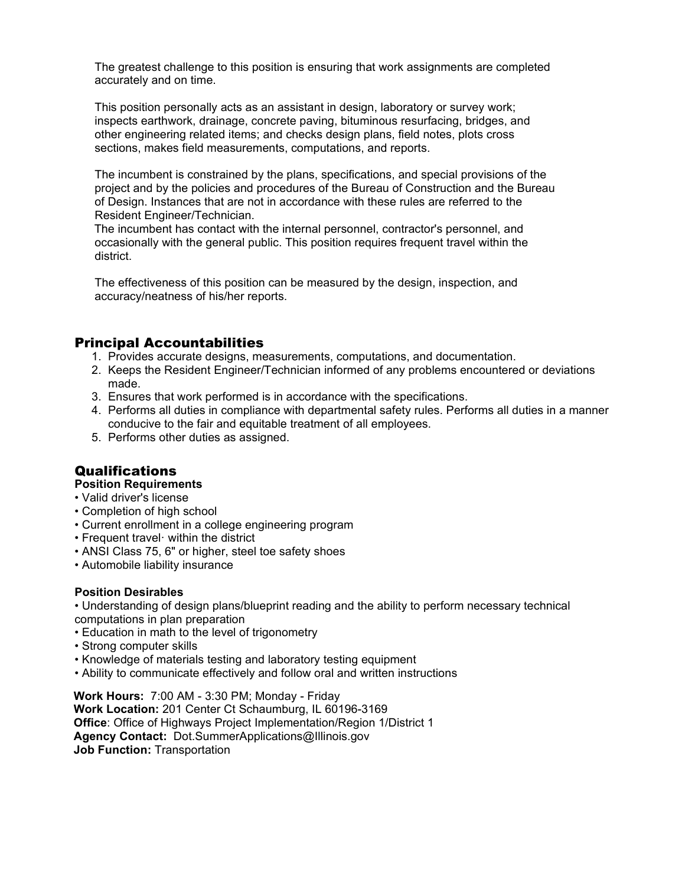The greatest challenge to this position is ensuring that work assignments are completed accurately and on time.

This position personally acts as an assistant in design, laboratory or survey work; inspects earthwork, drainage, concrete paving, bituminous resurfacing, bridges, and other engineering related items; and checks design plans, field notes, plots cross sections, makes field measurements, computations, and reports.

The incumbent is constrained by the plans, specifications, and special provisions of the project and by the policies and procedures of the Bureau of Construction and the Bureau of Design. Instances that are not in accordance with these rules are referred to the Resident Engineer/Technician.
The incumbent has contact with the internal personnel, contractor's personnel, and occasionally with the general public. This position requires frequent travel within the district.

The effectiveness of this position can be measured by the design, inspection, and accuracy/neatness of his/her reports.

## Principal Accountabilities

1. Provides accurate designs, measurements, computations, and documentation.
2. Keeps the Resident Engineer/Technician informed of any problems encountered or deviations made.
3. Ensures that work performed is in accordance with the specifications.
4. Performs all duties in compliance with departmental safety rules. Performs all duties in a manner conducive to the fair and equitable treatment of all employees.
5. Performs other duties as assigned.

## Qualifications

**Position Requirements**

- Valid driver's license
- Completion of high school
- Current enrollment in a college engineering program
- Frequent travel· within the district
- ANSI Class 75, 6" or higher, steel toe safety shoes
- Automobile liability insurance

**Position Desirables**

- Understanding of design plans/blueprint reading and the ability to perform necessary technical computations in plan preparation
- Education in math to the level of trigonometry
- Strong computer skills
- Knowledge of materials testing and laboratory testing equipment
- Ability to communicate effectively and follow oral and written instructions

**Work Hours:** 7:00 AM - 3:30 PM; Monday - Friday
**Work Location:** 201 Center Ct Schaumburg, IL 60196-3169
**Office**: Office of Highways Project Implementation/Region 1/District 1
**Agency Contact:** Dot.SummerApplications@Illinois.gov
**Job Function:** Transportation